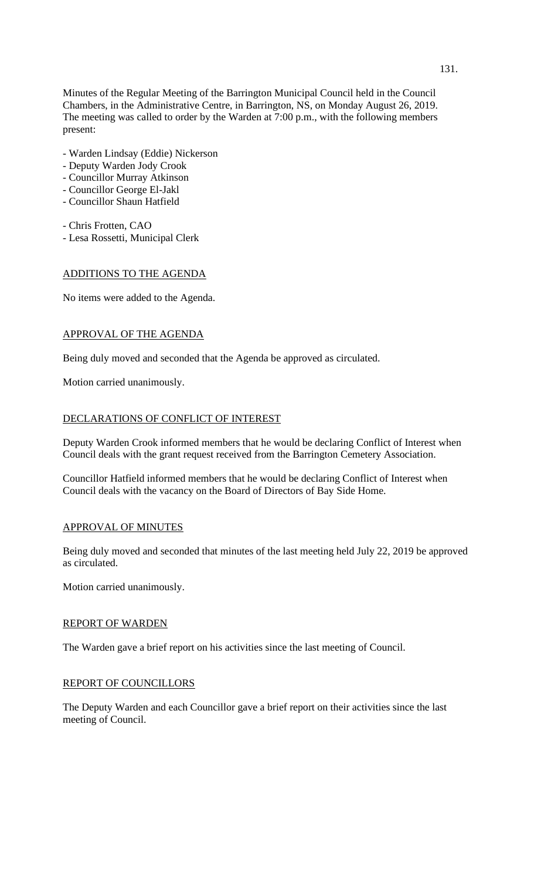Minutes of the Regular Meeting of the Barrington Municipal Council held in the Council Chambers, in the Administrative Centre, in Barrington, NS, on Monday August 26, 2019. The meeting was called to order by the Warden at 7:00 p.m., with the following members present:

- Warden Lindsay (Eddie) Nickerson
- Deputy Warden Jody Crook
- Councillor Murray Atkinson
- Councillor George El-Jakl
- Councillor Shaun Hatfield

- Chris Frotten, CAO
- Lesa Rossetti, Municipal Clerk

## ADDITIONS TO THE AGENDA

No items were added to the Agenda.

## APPROVAL OF THE AGENDA

Being duly moved and seconded that the Agenda be approved as circulated.

Motion carried unanimously.

## DECLARATIONS OF CONFLICT OF INTEREST

Deputy Warden Crook informed members that he would be declaring Conflict of Interest when Council deals with the grant request received from the Barrington Cemetery Association.

Councillor Hatfield informed members that he would be declaring Conflict of Interest when Council deals with the vacancy on the Board of Directors of Bay Side Home.

## APPROVAL OF MINUTES

Being duly moved and seconded that minutes of the last meeting held July 22, 2019 be approved as circulated.

Motion carried unanimously.

## REPORT OF WARDEN

The Warden gave a brief report on his activities since the last meeting of Council.

## REPORT OF COUNCILLORS

The Deputy Warden and each Councillor gave a brief report on their activities since the last meeting of Council.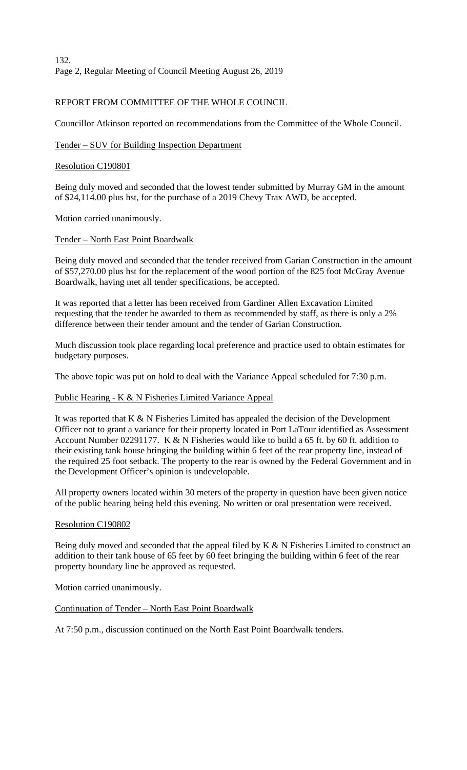## REPORT FROM COMMITTEE OF THE WHOLE COUNCIL

Councillor Atkinson reported on recommendations from the Committee of the Whole Council.

### Tender – SUV for Building Inspection Department

#### Resolution C190801

Being duly moved and seconded that the lowest tender submitted by Murray GM in the amount of $24,114.00 plus hst, for the purchase of a 2019 Chevy Trax AWD, be accepted.

Motion carried unanimously.

### Tender – North East Point Boardwalk

Being duly moved and seconded that the tender received from Garian Construction in the amount of $57,270.00 plus hst for the replacement of the wood portion of the 825 foot McGray Avenue Boardwalk, having met all tender specifications, be accepted.

It was reported that a letter has been received from Gardiner Allen Excavation Limited requesting that the tender be awarded to them as recommended by staff, as there is only a 2% difference between their tender amount and the tender of Garian Construction.

Much discussion took place regarding local preference and practice used to obtain estimates for budgetary purposes.

The above topic was put on hold to deal with the Variance Appeal scheduled for 7:30 p.m.

### Public Hearing - K & N Fisheries Limited Variance Appeal

It was reported that K & N Fisheries Limited has appealed the decision of the Development Officer not to grant a variance for their property located in Port LaTour identified as Assessment Account Number 02291177. K & N Fisheries would like to build a 65 ft. by 60 ft. addition to their existing tank house bringing the building within 6 feet of the rear property line, instead of the required 25 foot setback. The property to the rear is owned by the Federal Government and in the Development Officer's opinion is undevelopable.

All property owners located within 30 meters of the property in question have been given notice of the public hearing being held this evening. No written or oral presentation were received.

#### Resolution C190802

Being duly moved and seconded that the appeal filed by K & N Fisheries Limited to construct an addition to their tank house of 65 feet by 60 feet bringing the building within 6 feet of the rear property boundary line be approved as requested.

Motion carried unanimously.

### Continuation of Tender – North East Point Boardwalk

At 7:50 p.m., discussion continued on the North East Point Boardwalk tenders.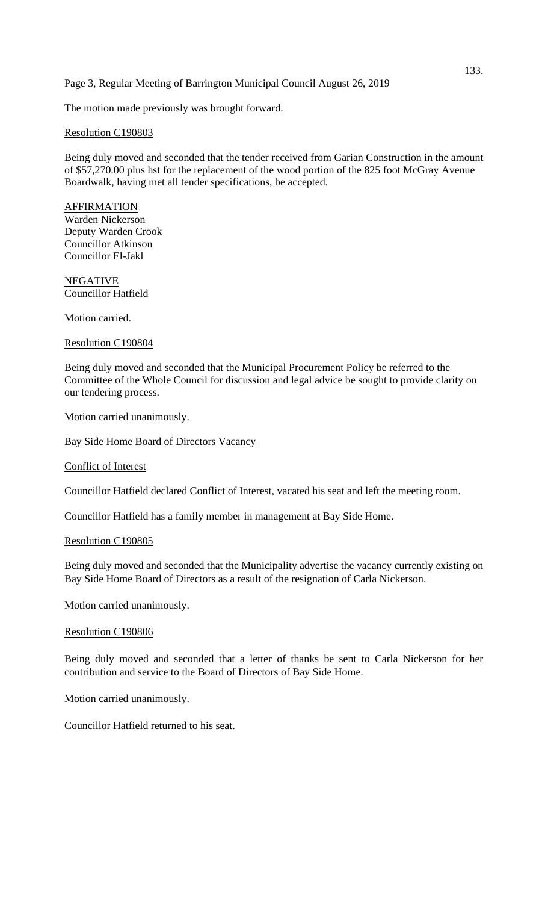The motion made previously was brought forward.

Resolution C190803

Being duly moved and seconded that the tender received from Garian Construction in the amount of $57,270.00 plus hst for the replacement of the wood portion of the 825 foot McGray Avenue Boardwalk, having met all tender specifications, be accepted.

AFFIRMATION
Warden Nickerson
Deputy Warden Crook
Councillor Atkinson
Councillor El-Jakl

NEGATIVE
Councillor Hatfield

Motion carried.

Resolution C190804

Being duly moved and seconded that the Municipal Procurement Policy be referred to the Committee of the Whole Council for discussion and legal advice be sought to provide clarity on our tendering process.

Motion carried unanimously.

Bay Side Home Board of Directors Vacancy

Conflict of Interest

Councillor Hatfield declared Conflict of Interest, vacated his seat and left the meeting room.

Councillor Hatfield has a family member in management at Bay Side Home.

Resolution C190805

Being duly moved and seconded that the Municipality advertise the vacancy currently existing on Bay Side Home Board of Directors as a result of the resignation of Carla Nickerson.

Motion carried unanimously.

Resolution C190806

Being duly moved and seconded that a letter of thanks be sent to Carla Nickerson for her contribution and service to the Board of Directors of Bay Side Home.

Motion carried unanimously.

Councillor Hatfield returned to his seat.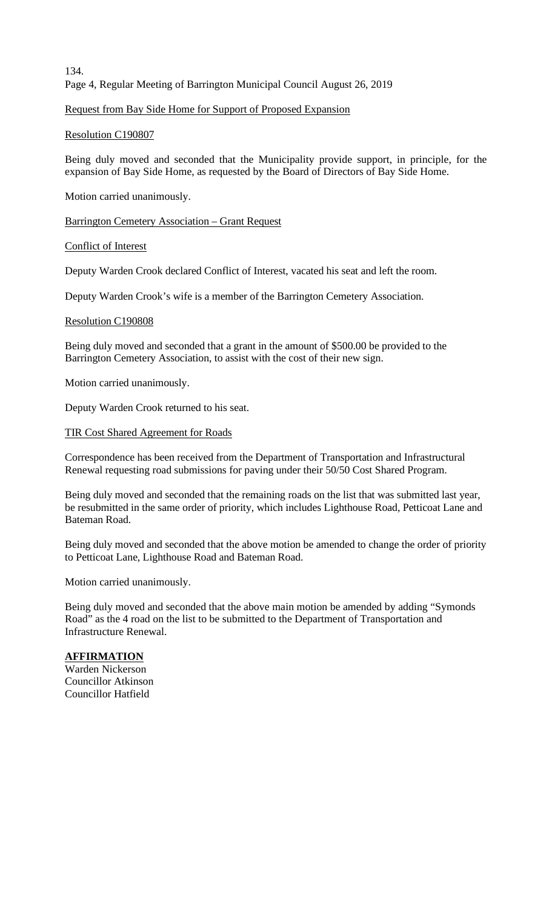## Request from Bay Side Home for Support of Proposed Expansion

### Resolution C190807

Being duly moved and seconded that the Municipality provide support, in principle, for the expansion of Bay Side Home, as requested by the Board of Directors of Bay Side Home.

Motion carried unanimously.

## Barrington Cemetery Association – Grant Request

### Conflict of Interest

Deputy Warden Crook declared Conflict of Interest, vacated his seat and left the room.

Deputy Warden Crook's wife is a member of the Barrington Cemetery Association.

### Resolution C190808

Being duly moved and seconded that a grant in the amount of $500.00 be provided to the Barrington Cemetery Association, to assist with the cost of their new sign.

Motion carried unanimously.

Deputy Warden Crook returned to his seat.

## TIR Cost Shared Agreement for Roads

Correspondence has been received from the Department of Transportation and Infrastructural Renewal requesting road submissions for paving under their 50/50 Cost Shared Program.

Being duly moved and seconded that the remaining roads on the list that was submitted last year, be resubmitted in the same order of priority, which includes Lighthouse Road, Petticoat Lane and Bateman Road.

Being duly moved and seconded that the above motion be amended to change the order of priority to Petticoat Lane, Lighthouse Road and Bateman Road.

Motion carried unanimously.

Being duly moved and seconded that the above main motion be amended by adding "Symonds Road" as the 4 road on the list to be submitted to the Department of Transportation and Infrastructure Renewal.

**AFFIRMATION**
Warden Nickerson
Councillor Atkinson
Councillor Hatfield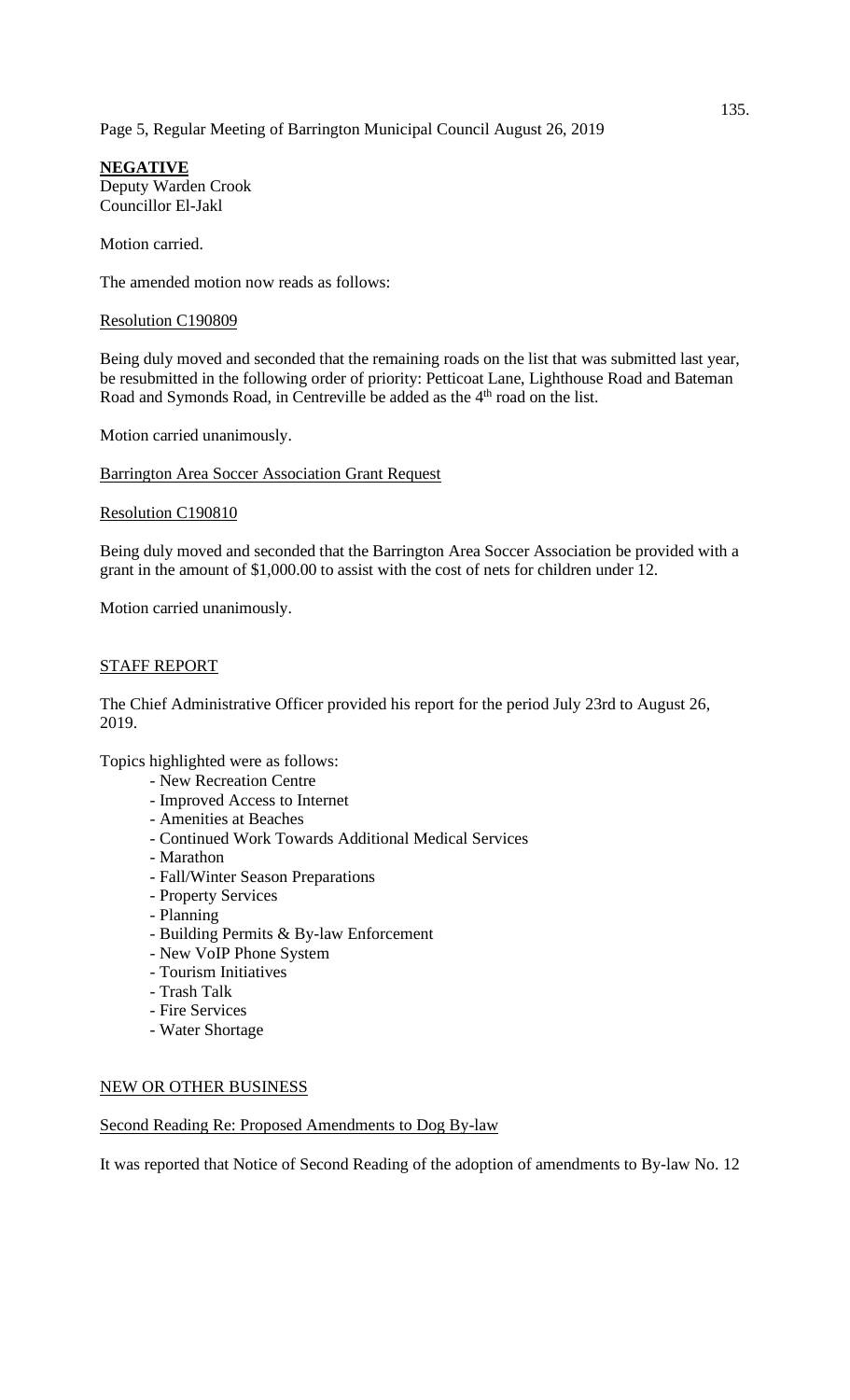**NEGATIVE**
Deputy Warden Crook
Councillor El-Jakl

Motion carried.

The amended motion now reads as follows:

Resolution C190809

Being duly moved and seconded that the remaining roads on the list that was submitted last year, be resubmitted in the following order of priority: Petticoat Lane, Lighthouse Road and Bateman Road and Symonds Road, in Centreville be added as the 4th road on the list.

Motion carried unanimously.

Barrington Area Soccer Association Grant Request

Resolution C190810

Being duly moved and seconded that the Barrington Area Soccer Association be provided with a grant in the amount of $1,000.00 to assist with the cost of nets for children under 12.

Motion carried unanimously.

STAFF REPORT

The Chief Administrative Officer provided his report for the period July 23rd to August 26, 2019.

Topics highlighted were as follows:

- New Recreation Centre
- Improved Access to Internet
- Amenities at Beaches
- Continued Work Towards Additional Medical Services
- Marathon
- Fall/Winter Season Preparations
- Property Services
- Planning
- Building Permits & By-law Enforcement
- New VoIP Phone System
- Tourism Initiatives
- Trash Talk
- Fire Services
- Water Shortage

NEW OR OTHER BUSINESS

Second Reading Re: Proposed Amendments to Dog By-law

It was reported that Notice of Second Reading of the adoption of amendments to By-law No. 12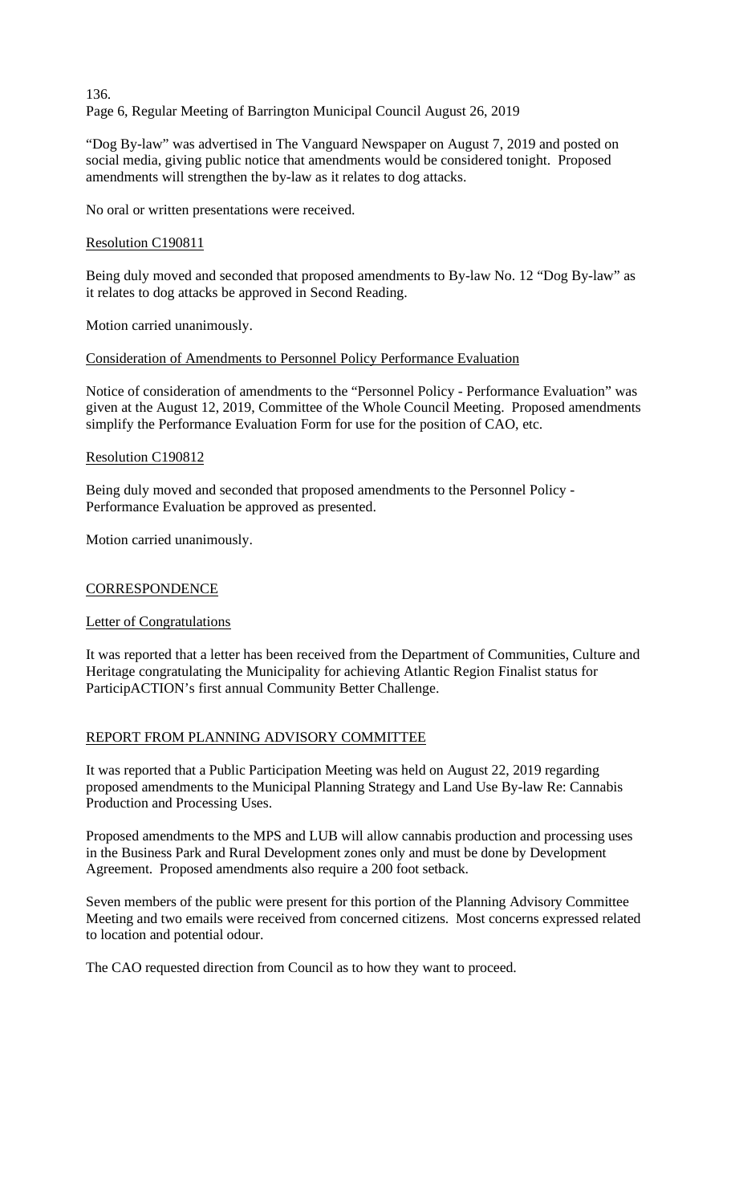"Dog By-law" was advertised in The Vanguard Newspaper on August 7, 2019 and posted on social media, giving public notice that amendments would be considered tonight. Proposed amendments will strengthen the by-law as it relates to dog attacks.

No oral or written presentations were received.

<u>Resolution C190811</u>

Being duly moved and seconded that proposed amendments to By-law No. 12 "Dog By-law" as it relates to dog attacks be approved in Second Reading.

Motion carried unanimously.

<u>Consideration of Amendments to Personnel Policy Performance Evaluation</u>

Notice of consideration of amendments to the "Personnel Policy - Performance Evaluation" was given at the August 12, 2019, Committee of the Whole Council Meeting. Proposed amendments simplify the Performance Evaluation Form for use for the position of CAO, etc.

<u>Resolution C190812</u>

Being duly moved and seconded that proposed amendments to the Personnel Policy - Performance Evaluation be approved as presented.

Motion carried unanimously.

## <u>CORRESPONDENCE</u>

<u>Letter of Congratulations</u>

It was reported that a letter has been received from the Department of Communities, Culture and Heritage congratulating the Municipality for achieving Atlantic Region Finalist status for ParticipACTION's first annual Community Better Challenge.

## <u>REPORT FROM PLANNING ADVISORY COMMITTEE</u>

It was reported that a Public Participation Meeting was held on August 22, 2019 regarding proposed amendments to the Municipal Planning Strategy and Land Use By-law Re: Cannabis Production and Processing Uses.

Proposed amendments to the MPS and LUB will allow cannabis production and processing uses in the Business Park and Rural Development zones only and must be done by Development Agreement. Proposed amendments also require a 200 foot setback.

Seven members of the public were present for this portion of the Planning Advisory Committee Meeting and two emails were received from concerned citizens. Most concerns expressed related to location and potential odour.

The CAO requested direction from Council as to how they want to proceed.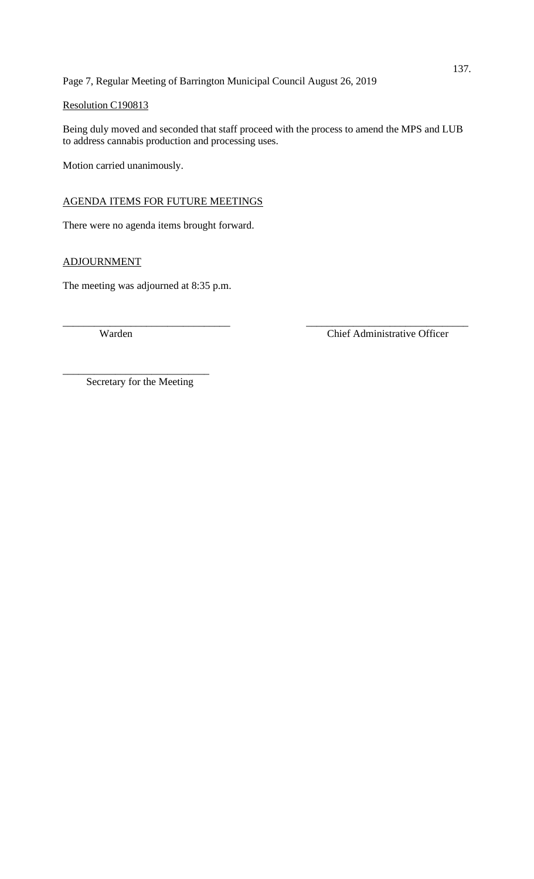Resolution C190813

Being duly moved and seconded that staff proceed with the process to amend the MPS and LUB to address cannabis production and processing uses.

Motion carried unanimously.

AGENDA ITEMS FOR FUTURE MEETINGS

There were no agenda items brought forward.

ADJOURNMENT

The meeting was adjourned at 8:35 p.m.

_______________________________ Warden

_______________________________ Chief Administrative Officer

___________________________ Secretary for the Meeting